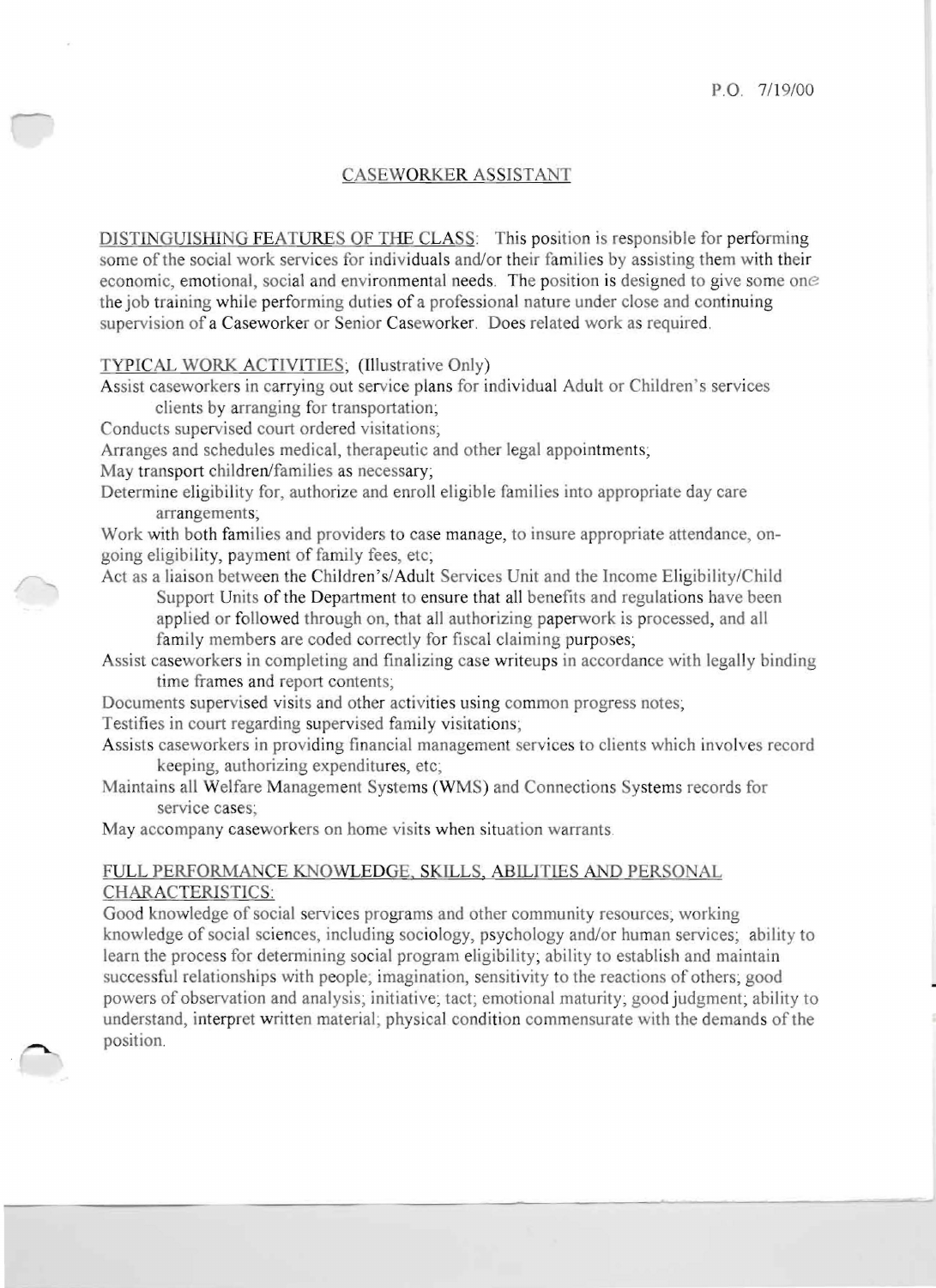P.O. 7/19/00

# CASEWORKER ASSISTANT

DISTINGUISHING FEATURES OF THE CLASS: This position is responsible for performing some of the social work services for individuals and/or their families by assisting them with their economic, emotional, social and environmental needs. The position is designed to give some one the job training while performing duties of a professional nature under close and continuing supervision of a Caseworker or Senior Caseworker. Does related work as required.

TYPICAL WORK ACTIVITIES; (Illustrative Only)

Assist caseworkers in carrying out service plans for individual Adult or Children's services clients by arranging for transportation;
Conducts supervised court ordered visitations;
Arranges and schedules medical, therapeutic and other legal appointments;
May transport children/families as necessary;
Determine eligibility for, authorize and enroll eligible families into appropriate day care arrangements;
Work with both families and providers to case manage, to insure appropriate attendance, on-going eligibility, payment of family fees, etc;
Act as a liaison between the Children's/Adult Services Unit and the Income Eligibility/Child Support Units of the Department to ensure that all benefits and regulations have been applied or followed through on, that all authorizing paperwork is processed, and all family members are coded correctly for fiscal claiming purposes;
Assist caseworkers in completing and finalizing case writeups in accordance with legally binding time frames and report contents;
Documents supervised visits and other activities using common progress notes;
Testifies in court regarding supervised family visitations;
Assists caseworkers in providing financial management services to clients which involves record keeping, authorizing expenditures, etc;
Maintains all Welfare Management Systems (WMS) and Connections Systems records for service cases;
May accompany caseworkers on home visits when situation warrants.

FULL PERFORMANCE KNOWLEDGE, SKILLS, ABILITIES AND PERSONAL CHARACTERISTICS:

Good knowledge of social services programs and other community resources; working knowledge of social sciences, including sociology, psychology and/or human services; ability to learn the process for determining social program eligibility; ability to establish and maintain successful relationships with people; imagination, sensitivity to the reactions of others; good powers of observation and analysis; initiative; tact; emotional maturity; good judgment; ability to understand, interpret written material; physical condition commensurate with the demands of the position.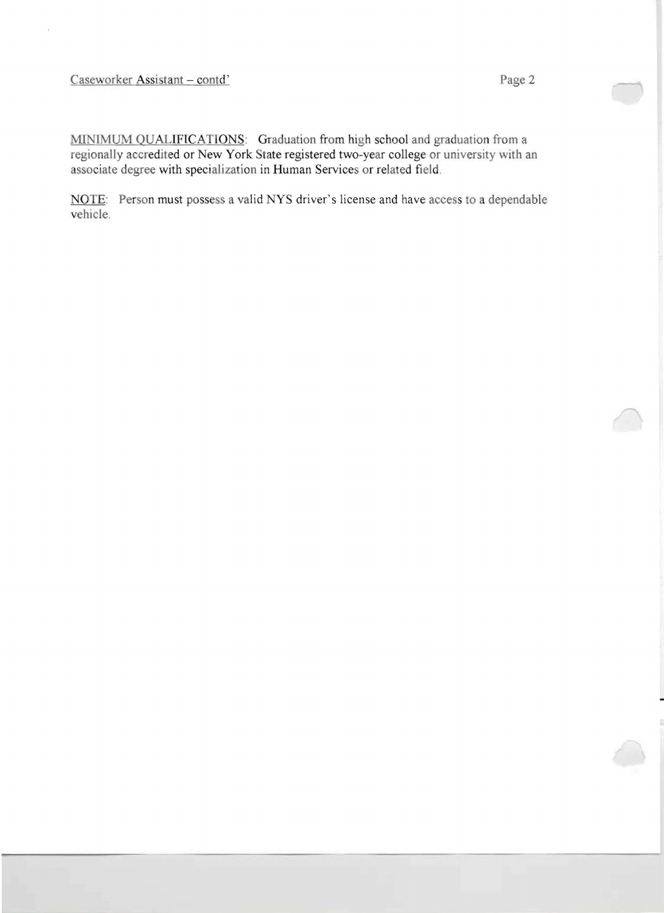MINIMUM QUALIFICATIONS: Graduation from high school and graduation from a regionally accredited or New York State registered two-year college or university with an associate degree with specialization in Human Services or related field.

NOTE: Person must possess a valid NYS driver's license and have access to a dependable vehicle.